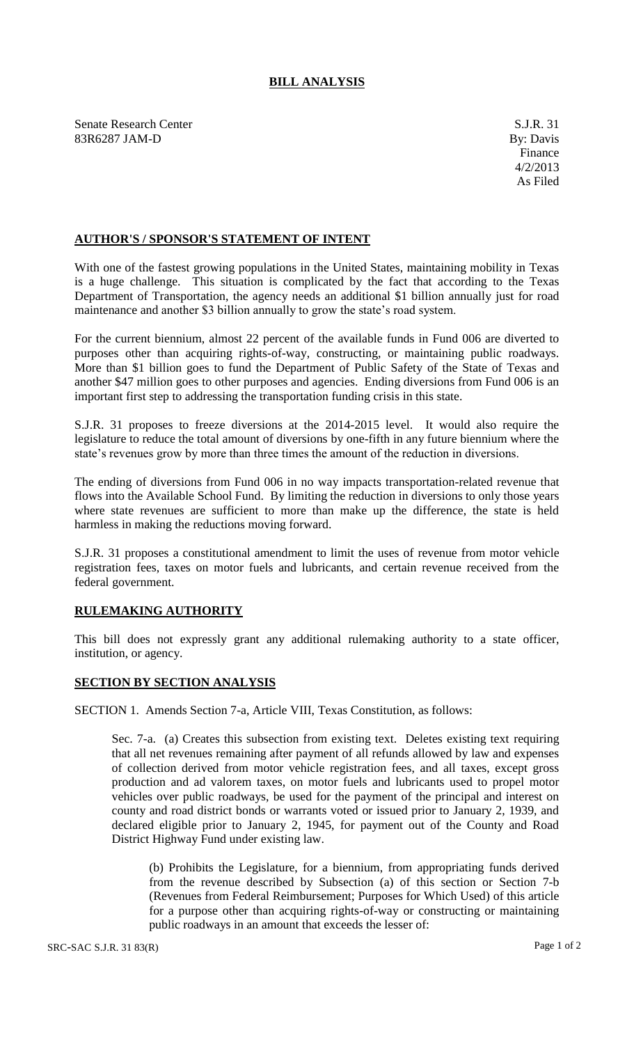# BILL ANALYSIS

Senate Research Center
83R6287 JAM-D

S.J.R. 31
By: Davis
Finance
4/2/2013
As Filed

## AUTHOR'S / SPONSOR'S STATEMENT OF INTENT

With one of the fastest growing populations in the United States, maintaining mobility in Texas is a huge challenge. This situation is complicated by the fact that according to the Texas Department of Transportation, the agency needs an additional $1 billion annually just for road maintenance and another $3 billion annually to grow the state's road system.

For the current biennium, almost 22 percent of the available funds in Fund 006 are diverted to purposes other than acquiring rights-of-way, constructing, or maintaining public roadways. More than $1 billion goes to fund the Department of Public Safety of the State of Texas and another $47 million goes to other purposes and agencies. Ending diversions from Fund 006 is an important first step to addressing the transportation funding crisis in this state.

S.J.R. 31 proposes to freeze diversions at the 2014-2015 level. It would also require the legislature to reduce the total amount of diversions by one-fifth in any future biennium where the state's revenues grow by more than three times the amount of the reduction in diversions.

The ending of diversions from Fund 006 in no way impacts transportation-related revenue that flows into the Available School Fund. By limiting the reduction in diversions to only those years where state revenues are sufficient to more than make up the difference, the state is held harmless in making the reductions moving forward.

S.J.R. 31 proposes a constitutional amendment to limit the uses of revenue from motor vehicle registration fees, taxes on motor fuels and lubricants, and certain revenue received from the federal government.

## RULEMAKING AUTHORITY

This bill does not expressly grant any additional rulemaking authority to a state officer, institution, or agency.

## SECTION BY SECTION ANALYSIS

SECTION 1. Amends Section 7-a, Article VIII, Texas Constitution, as follows:

Sec. 7-a. (a) Creates this subsection from existing text. Deletes existing text requiring that all net revenues remaining after payment of all refunds allowed by law and expenses of collection derived from motor vehicle registration fees, and all taxes, except gross production and ad valorem taxes, on motor fuels and lubricants used to propel motor vehicles over public roadways, be used for the payment of the principal and interest on county and road district bonds or warrants voted or issued prior to January 2, 1939, and declared eligible prior to January 2, 1945, for payment out of the County and Road District Highway Fund under existing law.

(b) Prohibits the Legislature, for a biennium, from appropriating funds derived from the revenue described by Subsection (a) of this section or Section 7-b (Revenues from Federal Reimbursement; Purposes for Which Used) of this article for a purpose other than acquiring rights-of-way or constructing or maintaining public roadways in an amount that exceeds the lesser of: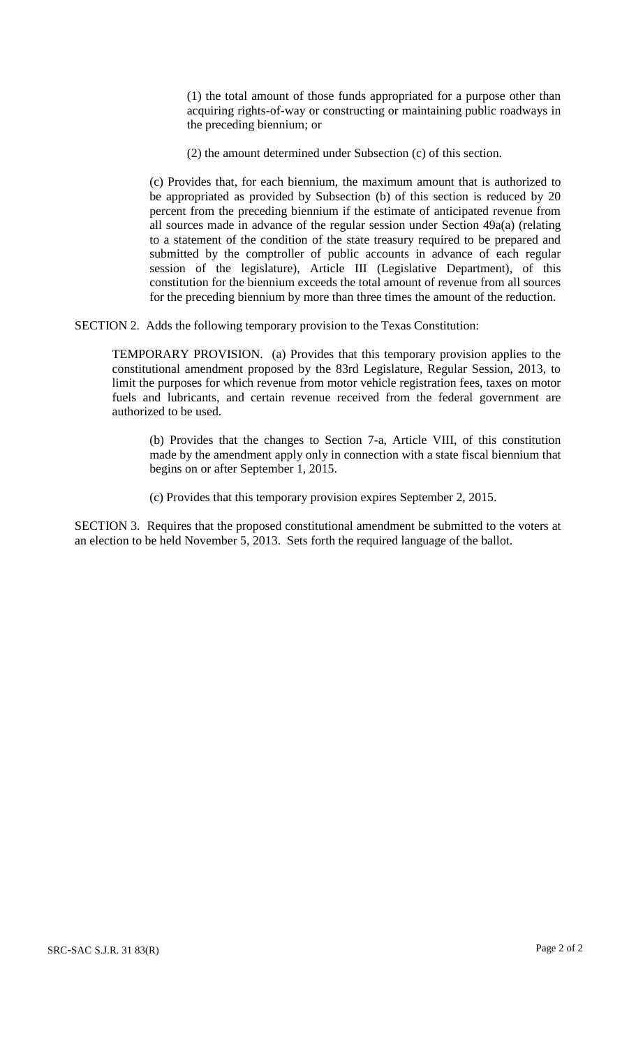(1) the total amount of those funds appropriated for a purpose other than acquiring rights-of-way or constructing or maintaining public roadways in the preceding biennium; or

(2) the amount determined under Subsection (c) of this section.

(c) Provides that, for each biennium, the maximum amount that is authorized to be appropriated as provided by Subsection (b) of this section is reduced by 20 percent from the preceding biennium if the estimate of anticipated revenue from all sources made in advance of the regular session under Section 49a(a) (relating to a statement of the condition of the state treasury required to be prepared and submitted by the comptroller of public accounts in advance of each regular session of the legislature), Article III (Legislative Department), of this constitution for the biennium exceeds the total amount of revenue from all sources for the preceding biennium by more than three times the amount of the reduction.

SECTION 2. Adds the following temporary provision to the Texas Constitution:

TEMPORARY PROVISION. (a) Provides that this temporary provision applies to the constitutional amendment proposed by the 83rd Legislature, Regular Session, 2013, to limit the purposes for which revenue from motor vehicle registration fees, taxes on motor fuels and lubricants, and certain revenue received from the federal government are authorized to be used.

(b) Provides that the changes to Section 7-a, Article VIII, of this constitution made by the amendment apply only in connection with a state fiscal biennium that begins on or after September 1, 2015.

(c) Provides that this temporary provision expires September 2, 2015.

SECTION 3. Requires that the proposed constitutional amendment be submitted to the voters at an election to be held November 5, 2013. Sets forth the required language of the ballot.